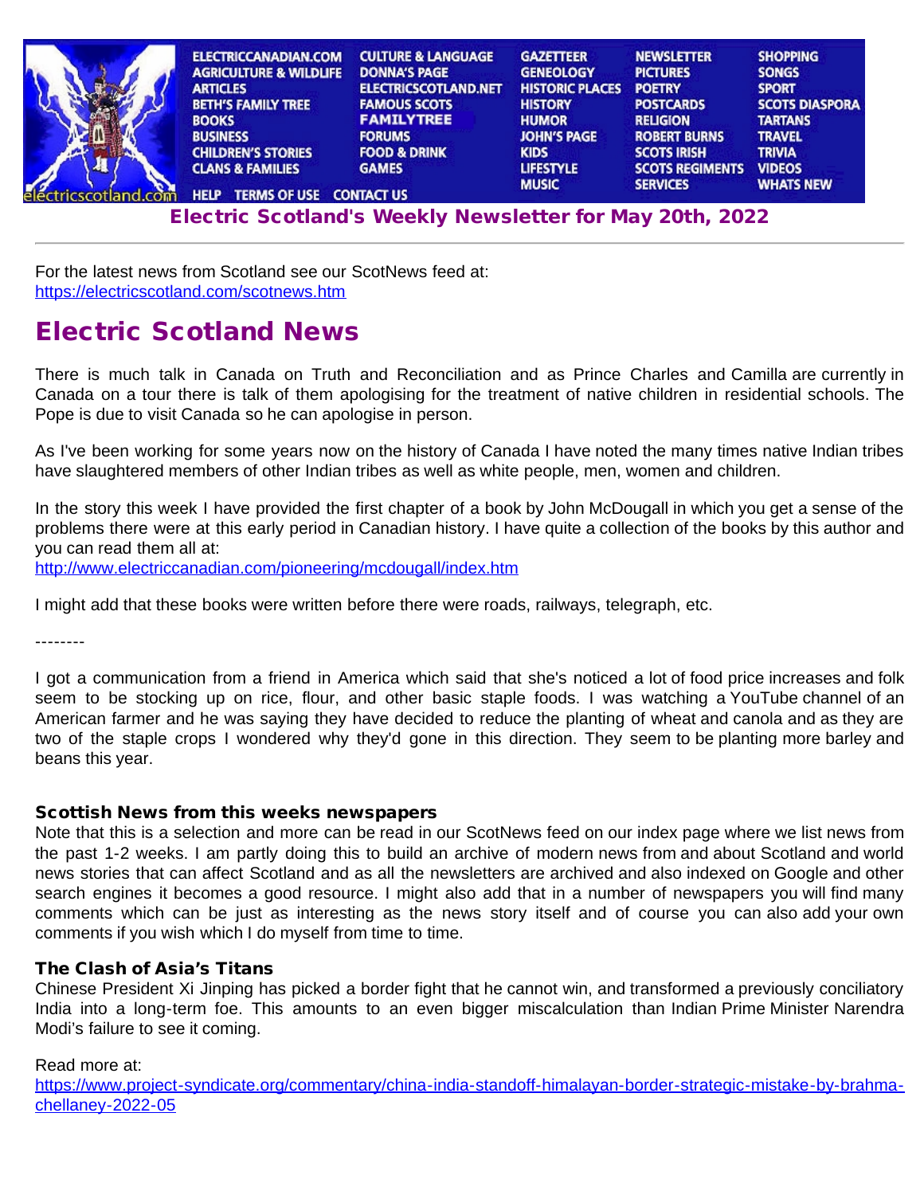ELECTRICCANADIAN.COM | AGRICULTURE & WILDLIFE | ARTICLES | BETH'S FAMILY TREE | BOOKS | BUSINESS | CHILDREN'S STORIES | CLANS & FAMILIES | CULTURE & LANGUAGE | DONNA'S PAGE | ELECTRICSCOTLAND.NET | FAMOUS SCOTS | FAMILYTREE | FORUMS | FOOD & DRINK | GAMES | GAZETTEER | GENEOLOGY | HISTORIC PLACES | HISTORY | HUMOR | JOHN'S PAGE | KIDS | LIFESTYLE | MUSIC | NEWSLETTER | PICTURES | POETRY | POSTCARDS | RELIGION | ROBERT BURNS | SCOTS IRISH | SCOTS REGIMENTS | SERVICES | SHOPPING | SONGS | SPORT | SCOTS DIASPORA | TARTANS | TRAVEL | TRIVIA | VIDEOS | WHATS NEW

electricscotland.com | HELP | TERMS OF USE | CONTACT US

## Electric Scotland's Weekly Newsletter for May 20th, 2022

For the latest news from Scotland see our ScotNews feed at:
https://electricscotland.com/scotnews.htm

# Electric Scotland News

There is much talk in Canada on Truth and Reconciliation and as Prince Charles and Camilla are currently in Canada on a tour there is talk of them apologising for the treatment of native children in residential schools. The Pope is due to visit Canada so he can apologise in person.

As I've been working for some years now on the history of Canada I have noted the many times native Indian tribes have slaughtered members of other Indian tribes as well as white people, men, women and children.

In the story this week I have provided the first chapter of a book by John McDougall in which you get a sense of the problems there were at this early period in Canadian history. I have quite a collection of the books by this author and you can read them all at:
http://www.electriccanadian.com/pioneering/mcdougall/index.htm

I might add that these books were written before there were roads, railways, telegraph, etc.

--------

I got a communication from a friend in America which said that she's noticed a lot of food price increases and folk seem to be stocking up on rice, flour, and other basic staple foods. I was watching a YouTube channel of an American farmer and he was saying they have decided to reduce the planting of wheat and canola and as they are two of the staple crops I wondered why they'd gone in this direction. They seem to be planting more barley and beans this year.

### Scottish News from this weeks newspapers

Note that this is a selection and more can be read in our ScotNews feed on our index page where we list news from the past 1-2 weeks. I am partly doing this to build an archive of modern news from and about Scotland and world news stories that can affect Scotland and as all the newsletters are archived and also indexed on Google and other search engines it becomes a good resource. I might also add that in a number of newspapers you will find many comments which can be just as interesting as the news story itself and of course you can also add your own comments if you wish which I do myself from time to time.

### The Clash of Asia's Titans

Chinese President Xi Jinping has picked a border fight that he cannot win, and transformed a previously conciliatory India into a long-term foe. This amounts to an even bigger miscalculation than Indian Prime Minister Narendra Modi's failure to see it coming.

Read more at:
https://www.project-syndicate.org/commentary/china-india-standoff-himalayan-border-strategic-mistake-by-brahma-chellaney-2022-05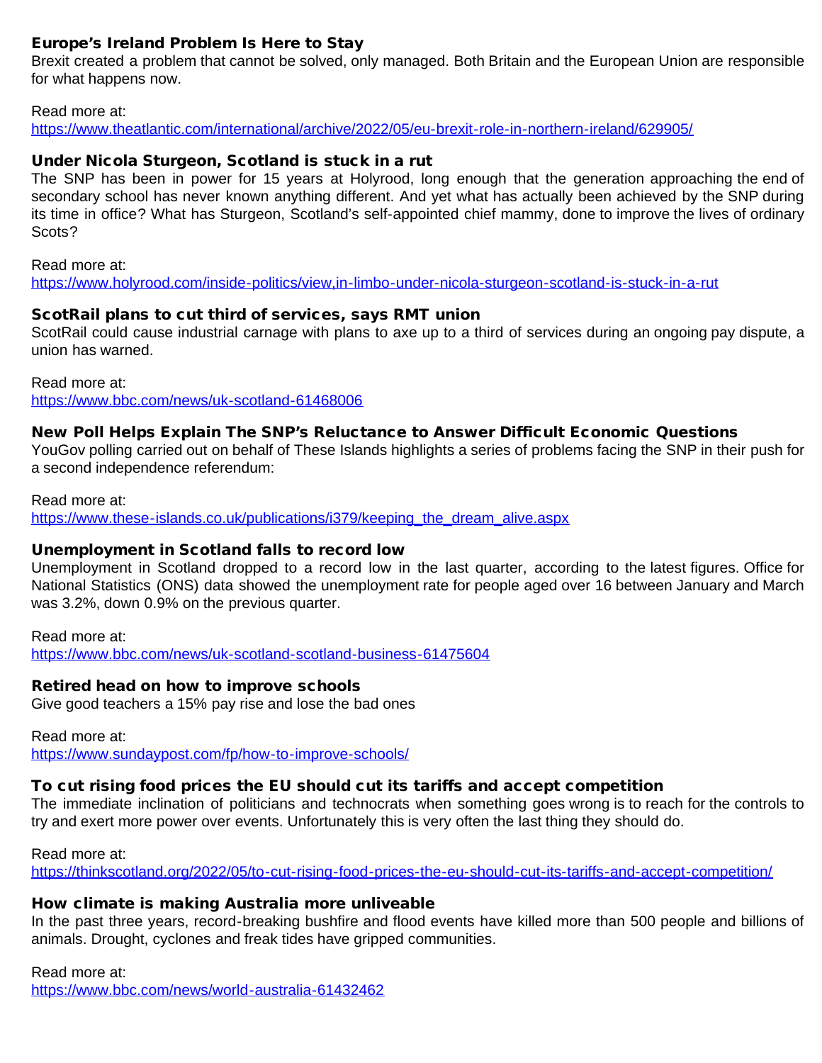### Europe's Ireland Problem Is Here to Stay

Brexit created a problem that cannot be solved, only managed. Both Britain and the European Union are responsible for what happens now.

Read more at:
https://www.theatlantic.com/international/archive/2022/05/eu-brexit-role-in-northern-ireland/629905/

### Under Nicola Sturgeon, Scotland is stuck in a rut

The SNP has been in power for 15 years at Holyrood, long enough that the generation approaching the end of secondary school has never known anything different. And yet what has actually been achieved by the SNP during its time in office? What has Sturgeon, Scotland's self-appointed chief mammy, done to improve the lives of ordinary Scots?

Read more at:
https://www.holyrood.com/inside-politics/view,in-limbo-under-nicola-sturgeon-scotland-is-stuck-in-a-rut

### ScotRail plans to cut third of services, says RMT union

ScotRail could cause industrial carnage with plans to axe up to a third of services during an ongoing pay dispute, a union has warned.

Read more at:
https://www.bbc.com/news/uk-scotland-61468006

### New Poll Helps Explain The SNP's Reluctance to Answer Difficult Economic Questions

YouGov polling carried out on behalf of These Islands highlights a series of problems facing the SNP in their push for a second independence referendum:

Read more at:
https://www.these-islands.co.uk/publications/i379/keeping_the_dream_alive.aspx

### Unemployment in Scotland falls to record low

Unemployment in Scotland dropped to a record low in the last quarter, according to the latest figures. Office for National Statistics (ONS) data showed the unemployment rate for people aged over 16 between January and March was 3.2%, down 0.9% on the previous quarter.

Read more at:
https://www.bbc.com/news/uk-scotland-scotland-business-61475604

### Retired head on how to improve schools

Give good teachers a 15% pay rise and lose the bad ones

Read more at:
https://www.sundaypost.com/fp/how-to-improve-schools/

### To cut rising food prices the EU should cut its tariffs and accept competition

The immediate inclination of politicians and technocrats when something goes wrong is to reach for the controls to try and exert more power over events. Unfortunately this is very often the last thing they should do.

Read more at:
https://thinkscotland.org/2022/05/to-cut-rising-food-prices-the-eu-should-cut-its-tariffs-and-accept-competition/

### How climate is making Australia more unliveable

In the past three years, record-breaking bushfire and flood events have killed more than 500 people and billions of animals. Drought, cyclones and freak tides have gripped communities.

Read more at:
https://www.bbc.com/news/world-australia-61432462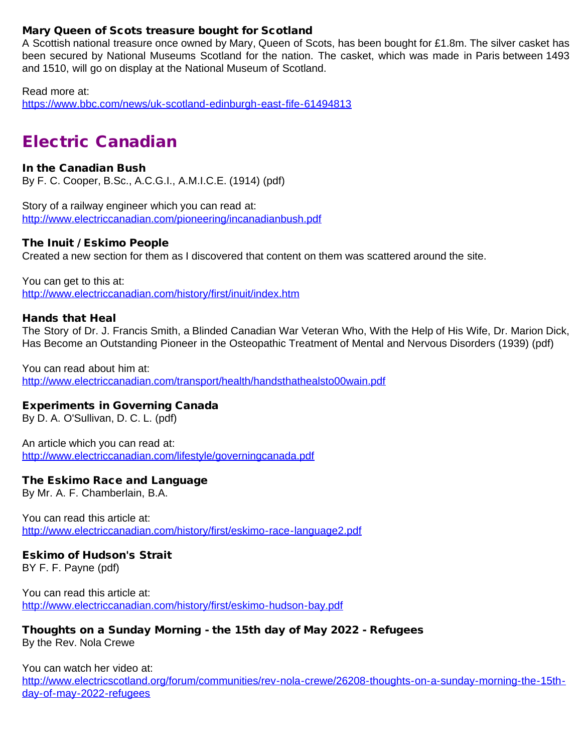### Mary Queen of Scots treasure bought for Scotland

A Scottish national treasure once owned by Mary, Queen of Scots, has been bought for £1.8m. The silver casket has been secured by National Museums Scotland for the nation. The casket, which was made in Paris between 1493 and 1510, will go on display at the National Museum of Scotland.

Read more at:
https://www.bbc.com/news/uk-scotland-edinburgh-east-fife-61494813

## Electric Canadian

### In the Canadian Bush

By F. C. Cooper, B.Sc., A.C.G.I., A.M.I.C.E. (1914) (pdf)

Story of a railway engineer which you can read at:
http://www.electriccanadian.com/pioneering/incanadianbush.pdf

### The Inuit / Eskimo People

Created a new section for them as I discovered that content on them was scattered around the site.

You can get to this at:
http://www.electriccanadian.com/history/first/inuit/index.htm

### Hands that Heal

The Story of Dr. J. Francis Smith, a Blinded Canadian War Veteran Who, With the Help of His Wife, Dr. Marion Dick, Has Become an Outstanding Pioneer in the Osteopathic Treatment of Mental and Nervous Disorders (1939) (pdf)

You can read about him at:
http://www.electriccanadian.com/transport/health/handsthathealsto00wain.pdf

### Experiments in Governing Canada

By D. A. O'Sullivan, D. C. L. (pdf)

An article which you can read at:
http://www.electriccanadian.com/lifestyle/governingcanada.pdf

### The Eskimo Race and Language

By Mr. A. F. Chamberlain, B.A.

You can read this article at:
http://www.electriccanadian.com/history/first/eskimo-race-language2.pdf

### Eskimo of Hudson's Strait

BY F. F. Payne (pdf)

You can read this article at:
http://www.electriccanadian.com/history/first/eskimo-hudson-bay.pdf

### Thoughts on a Sunday Morning - the 15th day of May 2022 - Refugees

By the Rev. Nola Crewe

You can watch her video at:
http://www.electricscotland.org/forum/communities/rev-nola-crewe/26208-thoughts-on-a-sunday-morning-the-15th-day-of-may-2022-refugees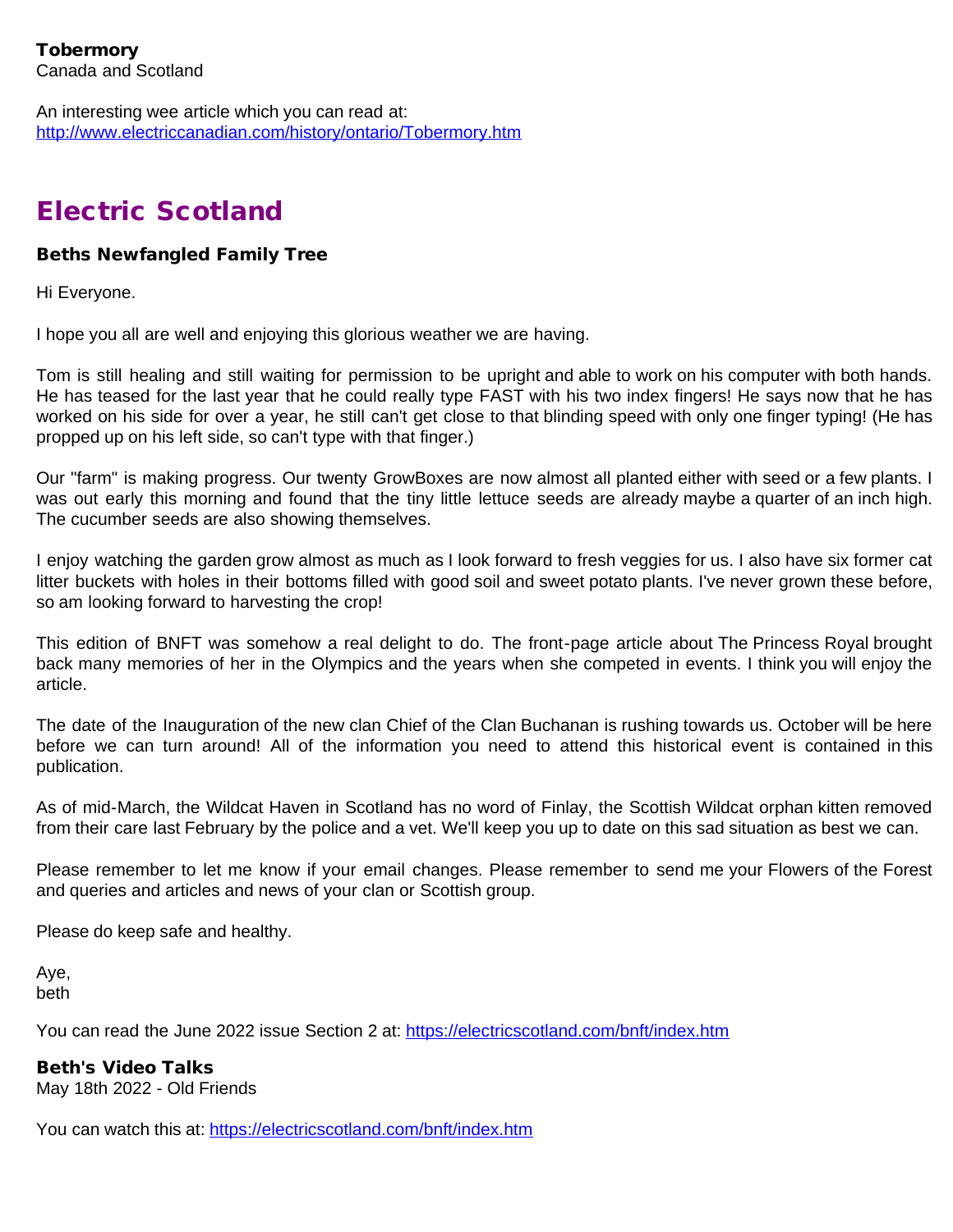**Tobermory**
Canada and Scotland

An interesting wee article which you can read at:
http://www.electriccanadian.com/history/ontario/Tobermory.htm

## Electric Scotland

**Beths Newfangled Family Tree**

Hi Everyone.

I hope you all are well and enjoying this glorious weather we are having.

Tom is still healing and still waiting for permission to be upright and able to work on his computer with both hands. He has teased for the last year that he could really type FAST with his two index fingers! He says now that he has worked on his side for over a year, he still can't get close to that blinding speed with only one finger typing! (He has propped up on his left side, so can't type with that finger.)

Our "farm" is making progress. Our twenty GrowBoxes are now almost all planted either with seed or a few plants. I was out early this morning and found that the tiny little lettuce seeds are already maybe a quarter of an inch high. The cucumber seeds are also showing themselves.

I enjoy watching the garden grow almost as much as I look forward to fresh veggies for us. I also have six former cat litter buckets with holes in their bottoms filled with good soil and sweet potato plants. I've never grown these before, so am looking forward to harvesting the crop!

This edition of BNFT was somehow a real delight to do. The front-page article about The Princess Royal brought back many memories of her in the Olympics and the years when she competed in events. I think you will enjoy the article.

The date of the Inauguration of the new clan Chief of the Clan Buchanan is rushing towards us. October will be here before we can turn around! All of the information you need to attend this historical event is contained in this publication.

As of mid-March, the Wildcat Haven in Scotland has no word of Finlay, the Scottish Wildcat orphan kitten removed from their care last February by the police and a vet. We'll keep you up to date on this sad situation as best we can.

Please remember to let me know if your email changes. Please remember to send me your Flowers of the Forest and queries and articles and news of your clan or Scottish group.

Please do keep safe and healthy.

Aye,
beth

You can read the June 2022 issue Section 2 at: https://electricscotland.com/bnft/index.htm

**Beth's Video Talks**
May 18th 2022 - Old Friends

You can watch this at: https://electricscotland.com/bnft/index.htm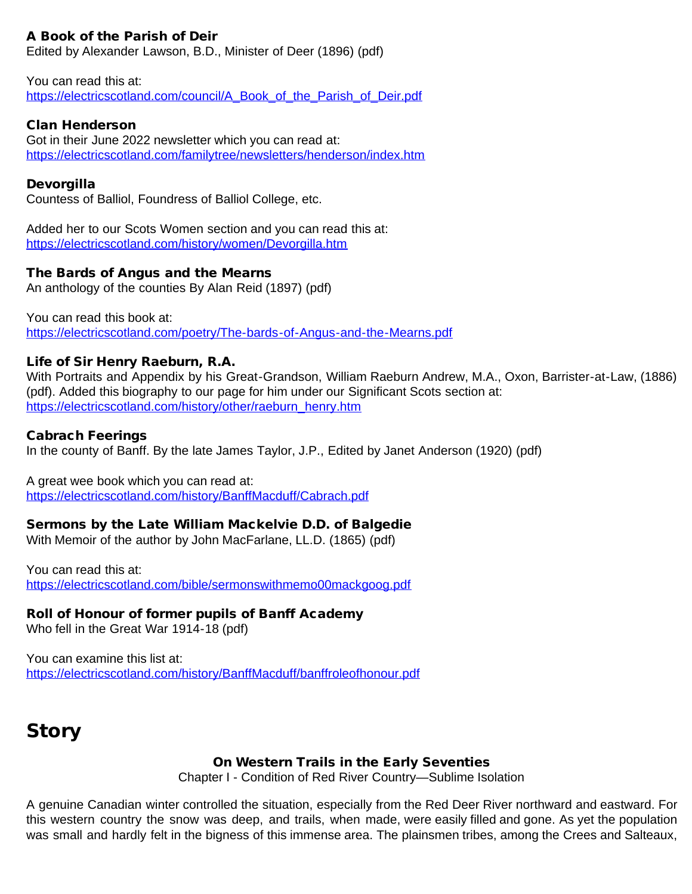### A Book of the Parish of Deir
Edited by Alexander Lawson, B.D., Minister of Deer (1896) (pdf)

You can read this at:
https://electricscotland.com/council/A_Book_of_the_Parish_of_Deir.pdf

### Clan Henderson
Got in their June 2022 newsletter which you can read at:
https://electricscotland.com/familytree/newsletters/henderson/index.htm

### Devorgilla
Countess of Balliol, Foundress of Balliol College, etc.

Added her to our Scots Women section and you can read this at:
https://electricscotland.com/history/women/Devorgilla.htm

### The Bards of Angus and the Mearns
An anthology of the counties By Alan Reid (1897) (pdf)

You can read this book at:
https://electricscotland.com/poetry/The-bards-of-Angus-and-the-Mearns.pdf

### Life of Sir Henry Raeburn, R.A.
With Portraits and Appendix by his Great-Grandson, William Raeburn Andrew, M.A., Oxon, Barrister-at-Law, (1886) (pdf). Added this biography to our page for him under our Significant Scots section at:
https://electricscotland.com/history/other/raeburn_henry.htm

### Cabrach Feerings
In the county of Banff. By the late James Taylor, J.P., Edited by Janet Anderson (1920) (pdf)

A great wee book which you can read at:
https://electricscotland.com/history/BanffMacduff/Cabrach.pdf

### Sermons by the Late William Mackelvie D.D. of Balgedie
With Memoir of the author by John MacFarlane, LL.D. (1865) (pdf)

You can read this at:
https://electricscotland.com/bible/sermonswithmemo00mackgoog.pdf

### Roll of Honour of former pupils of Banff Academy
Who fell in the Great War 1914-18 (pdf)

You can examine this list at:
https://electricscotland.com/history/BanffMacduff/banffroleofhonour.pdf

## Story

### On Western Trails in the Early Seventies
Chapter I - Condition of Red River Country—Sublime Isolation

A genuine Canadian winter controlled the situation, especially from the Red Deer River northward and eastward. For this western country the snow was deep, and trails, when made, were easily filled and gone. As yet the population was small and hardly felt in the bigness of this immense area. The plainsmen tribes, among the Crees and Salteaux,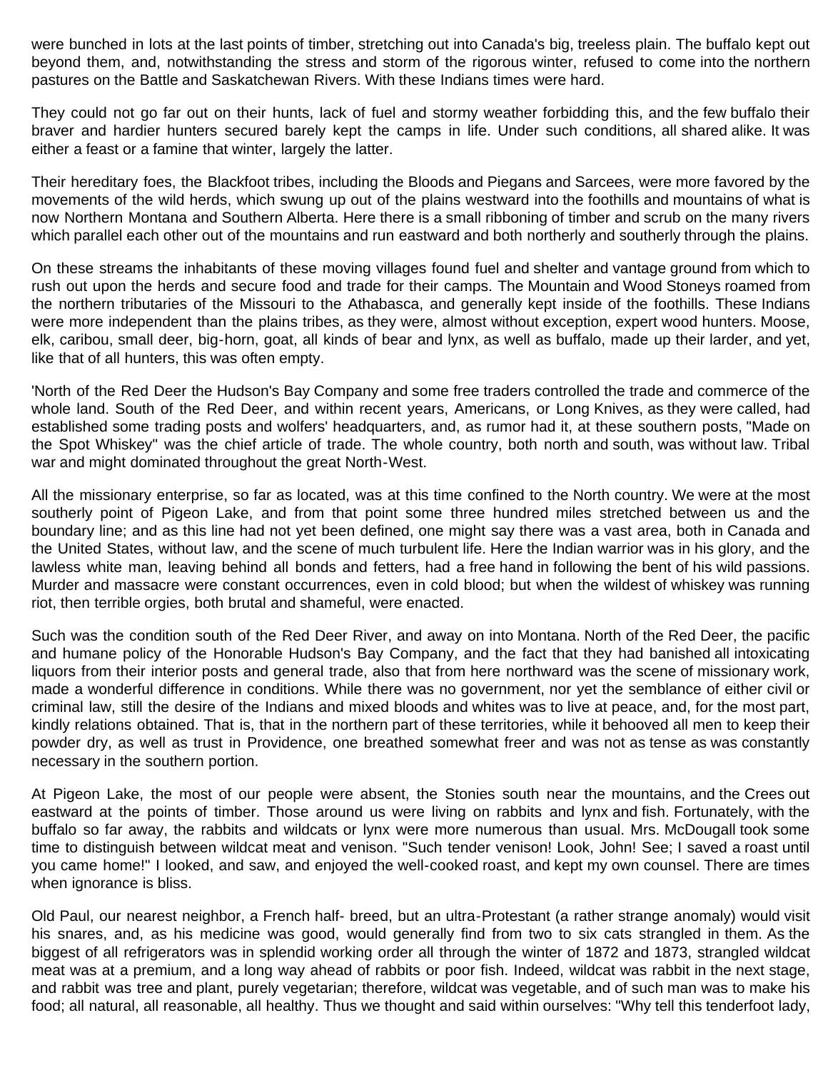were bunched in lots at the last points of timber, stretching out into Canada's big, treeless plain. The buffalo kept out beyond them, and, notwithstanding the stress and storm of the rigorous winter, refused to come into the northern pastures on the Battle and Saskatchewan Rivers. With these Indians times were hard.

They could not go far out on their hunts, lack of fuel and stormy weather forbidding this, and the few buffalo their braver and hardier hunters secured barely kept the camps in life. Under such conditions, all shared alike. It was either a feast or a famine that winter, largely the latter.

Their hereditary foes, the Blackfoot tribes, including the Bloods and Piegans and Sarcees, were more favored by the movements of the wild herds, which swung up out of the plains westward into the foothills and mountains of what is now Northern Montana and Southern Alberta. Here there is a small ribboning of timber and scrub on the many rivers which parallel each other out of the mountains and run eastward and both northerly and southerly through the plains.

On these streams the inhabitants of these moving villages found fuel and shelter and vantage ground from which to rush out upon the herds and secure food and trade for their camps. The Mountain and Wood Stoneys roamed from the northern tributaries of the Missouri to the Athabasca, and generally kept inside of the foothills. These Indians were more independent than the plains tribes, as they were, almost without exception, expert wood hunters. Moose, elk, caribou, small deer, big-horn, goat, all kinds of bear and lynx, as well as buffalo, made up their larder, and yet, like that of all hunters, this was often empty.

'North of the Red Deer the Hudson's Bay Company and some free traders controlled the trade and commerce of the whole land. South of the Red Deer, and within recent years, Americans, or Long Knives, as they were called, had established some trading posts and wolfers' headquarters, and, as rumor had it, at these southern posts, "Made on the Spot Whiskey" was the chief article of trade. The whole country, both north and south, was without law. Tribal war and might dominated throughout the great North-West.

All the missionary enterprise, so far as located, was at this time confined to the North country. We were at the most southerly point of Pigeon Lake, and from that point some three hundred miles stretched between us and the boundary line; and as this line had not yet been defined, one might say there was a vast area, both in Canada and the United States, without law, and the scene of much turbulent life. Here the Indian warrior was in his glory, and the lawless white man, leaving behind all bonds and fetters, had a free hand in following the bent of his wild passions. Murder and massacre were constant occurrences, even in cold blood; but when the wildest of whiskey was running riot, then terrible orgies, both brutal and shameful, were enacted.

Such was the condition south of the Red Deer River, and away on into Montana. North of the Red Deer, the pacific and humane policy of the Honorable Hudson's Bay Company, and the fact that they had banished all intoxicating liquors from their interior posts and general trade, also that from here northward was the scene of missionary work, made a wonderful difference in conditions. While there was no government, nor yet the semblance of either civil or criminal law, still the desire of the Indians and mixed bloods and whites was to live at peace, and, for the most part, kindly relations obtained. That is, that in the northern part of these territories, while it behooved all men to keep their powder dry, as well as trust in Providence, one breathed somewhat freer and was not as tense as was constantly necessary in the southern portion.

At Pigeon Lake, the most of our people were absent, the Stonies south near the mountains, and the Crees out eastward at the points of timber. Those around us were living on rabbits and lynx and fish. Fortunately, with the buffalo so far away, the rabbits and wildcats or lynx were more numerous than usual. Mrs. McDougall took some time to distinguish between wildcat meat and venison. "Such tender venison! Look, John! See; I saved a roast until you came home!" I looked, and saw, and enjoyed the well-cooked roast, and kept my own counsel. There are times when ignorance is bliss.

Old Paul, our nearest neighbor, a French half- breed, but an ultra-Protestant (a rather strange anomaly) would visit his snares, and, as his medicine was good, would generally find from two to six cats strangled in them. As the biggest of all refrigerators was in splendid working order all through the winter of 1872 and 1873, strangled wildcat meat was at a premium, and a long way ahead of rabbits or poor fish. Indeed, wildcat was rabbit in the next stage, and rabbit was tree and plant, purely vegetarian; therefore, wildcat was vegetable, and of such man was to make his food; all natural, all reasonable, all healthy. Thus we thought and said within ourselves: "Why tell this tenderfoot lady,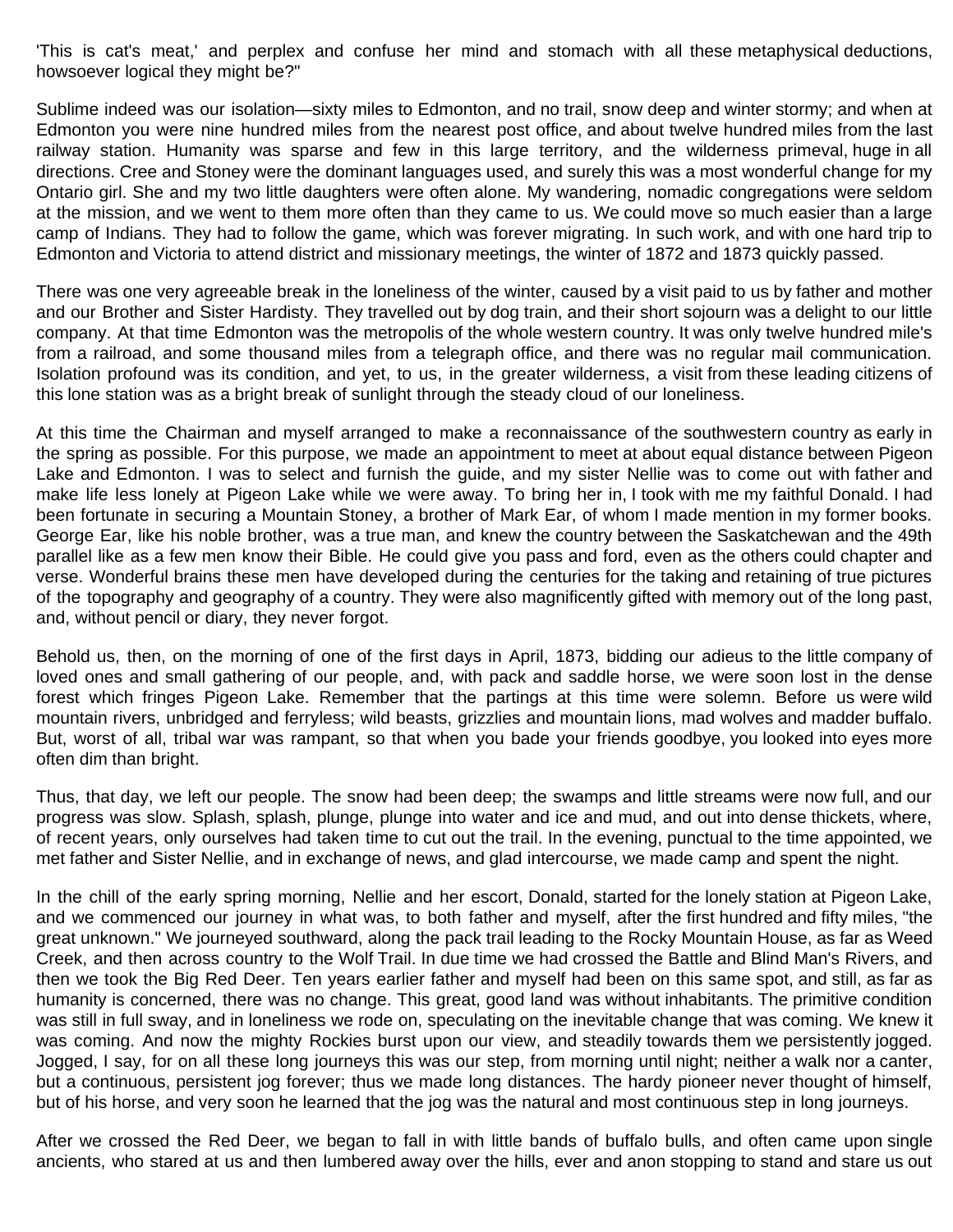'This is cat's meat,' and perplex and confuse her mind and stomach with all these metaphysical deductions, howsoever logical they might be?"

Sublime indeed was our isolation—sixty miles to Edmonton, and no trail, snow deep and winter stormy; and when at Edmonton you were nine hundred miles from the nearest post office, and about twelve hundred miles from the last railway station. Humanity was sparse and few in this large territory, and the wilderness primeval, huge in all directions. Cree and Stoney were the dominant languages used, and surely this was a most wonderful change for my Ontario girl. She and my two little daughters were often alone. My wandering, nomadic congregations were seldom at the mission, and we went to them more often than they came to us. We could move so much easier than a large camp of Indians. They had to follow the game, which was forever migrating. In such work, and with one hard trip to Edmonton and Victoria to attend district and missionary meetings, the winter of 1872 and 1873 quickly passed.

There was one very agreeable break in the loneliness of the winter, caused by a visit paid to us by father and mother and our Brother and Sister Hardisty. They travelled out by dog train, and their short sojourn was a delight to our little company. At that time Edmonton was the metropolis of the whole western country. It was only twelve hundred mile's from a railroad, and some thousand miles from a telegraph office, and there was no regular mail communication. Isolation profound was its condition, and yet, to us, in the greater wilderness, a visit from these leading citizens of this lone station was as a bright break of sunlight through the steady cloud of our loneliness.

At this time the Chairman and myself arranged to make a reconnaissance of the southwestern country as early in the spring as possible. For this purpose, we made an appointment to meet at about equal distance between Pigeon Lake and Edmonton. I was to select and furnish the guide, and my sister Nellie was to come out with father and make life less lonely at Pigeon Lake while we were away. To bring her in, I took with me my faithful Donald. I had been fortunate in securing a Mountain Stoney, a brother of Mark Ear, of whom I made mention in my former books. George Ear, like his noble brother, was a true man, and knew the country between the Saskatchewan and the 49th parallel like as a few men know their Bible. He could give you pass and ford, even as the others could chapter and verse. Wonderful brains these men have developed during the centuries for the taking and retaining of true pictures of the topography and geography of a country. They were also magnificently gifted with memory out of the long past, and, without pencil or diary, they never forgot.

Behold us, then, on the morning of one of the first days in April, 1873, bidding our adieus to the little company of loved ones and small gathering of our people, and, with pack and saddle horse, we were soon lost in the dense forest which fringes Pigeon Lake. Remember that the partings at this time were solemn. Before us were wild mountain rivers, unbridged and ferryless; wild beasts, grizzlies and mountain lions, mad wolves and madder buffalo. But, worst of all, tribal war was rampant, so that when you bade your friends goodbye, you looked into eyes more often dim than bright.

Thus, that day, we left our people. The snow had been deep; the swamps and little streams were now full, and our progress was slow. Splash, splash, plunge, plunge into water and ice and mud, and out into dense thickets, where, of recent years, only ourselves had taken time to cut out the trail. In the evening, punctual to the time appointed, we met father and Sister Nellie, and in exchange of news, and glad intercourse, we made camp and spent the night.

In the chill of the early spring morning, Nellie and her escort, Donald, started for the lonely station at Pigeon Lake, and we commenced our journey in what was, to both father and myself, after the first hundred and fifty miles, "the great unknown." We journeyed southward, along the pack trail leading to the Rocky Mountain House, as far as Weed Creek, and then across country to the Wolf Trail. In due time we had crossed the Battle and Blind Man's Rivers, and then we took the Big Red Deer. Ten years earlier father and myself had been on this same spot, and still, as far as humanity is concerned, there was no change. This great, good land was without inhabitants. The primitive condition was still in full sway, and in loneliness we rode on, speculating on the inevitable change that was coming. We knew it was coming. And now the mighty Rockies burst upon our view, and steadily towards them we persistently jogged. Jogged, I say, for on all these long journeys this was our step, from morning until night; neither a walk nor a canter, but a continuous, persistent jog forever; thus we made long distances. The hardy pioneer never thought of himself, but of his horse, and very soon he learned that the jog was the natural and most continuous step in long journeys.

After we crossed the Red Deer, we began to fall in with little bands of buffalo bulls, and often came upon single ancients, who stared at us and then lumbered away over the hills, ever and anon stopping to stand and stare us out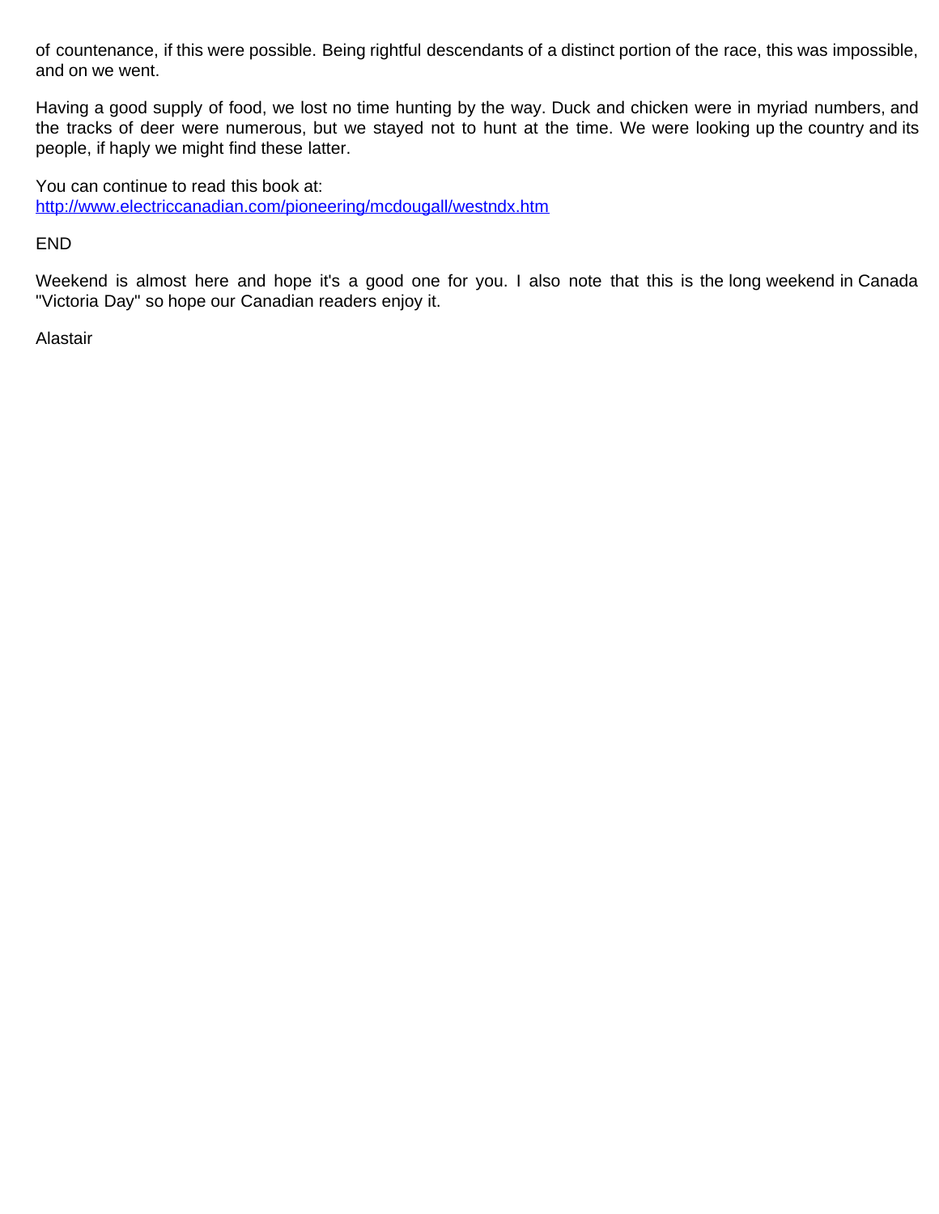of countenance, if this were possible. Being rightful descendants of a distinct portion of the race, this was impossible, and on we went.

Having a good supply of food, we lost no time hunting by the way. Duck and chicken were in myriad numbers, and the tracks of deer were numerous, but we stayed not to hunt at the time. We were looking up the country and its people, if haply we might find these latter.

You can continue to read this book at:
[http://www.electriccanadian.com/pioneering/mcdougall/westndx.htm](http://www.electriccanadian.com/pioneering/mcdougall/westndx.htm)

END

Weekend is almost here and hope it's a good one for you. I also note that this is the long weekend in Canada "Victoria Day" so hope our Canadian readers enjoy it.

Alastair